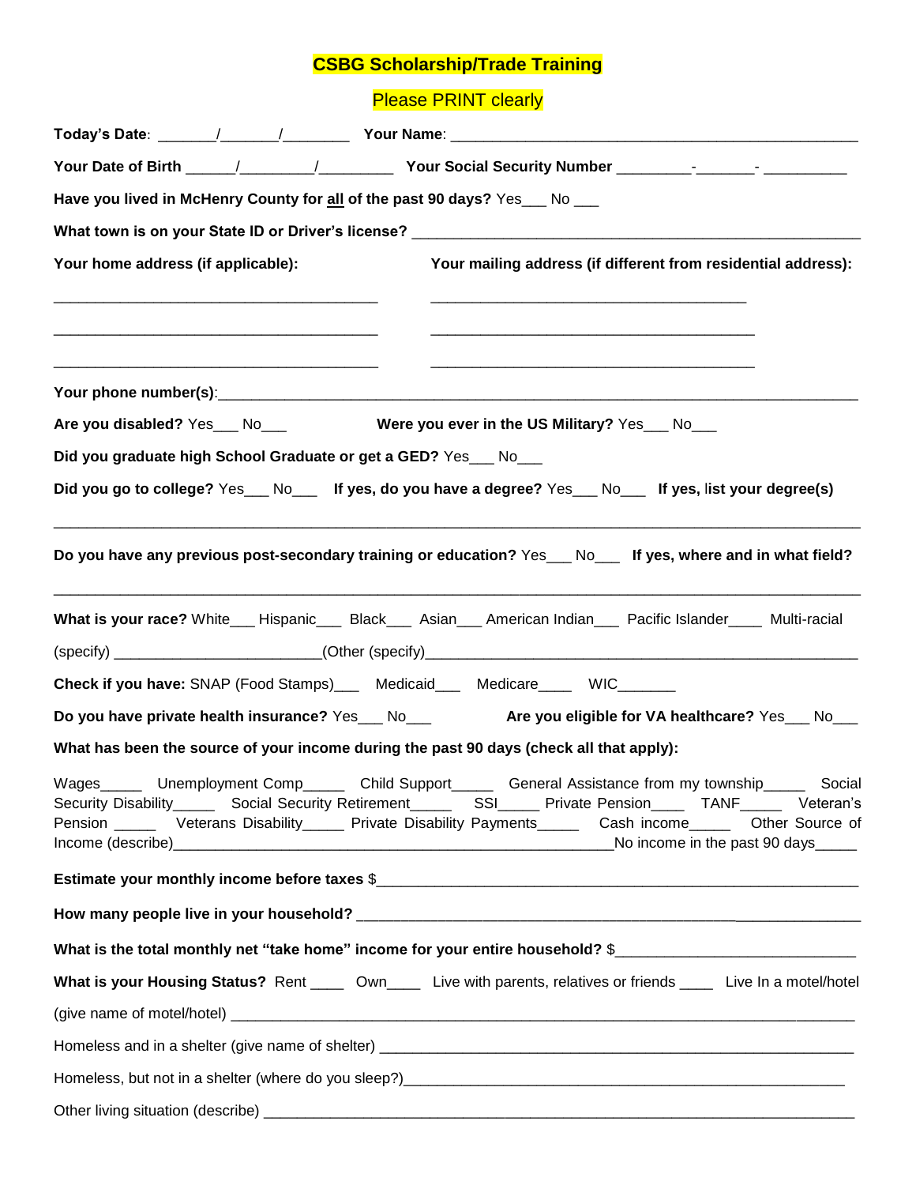# CSBG Scholarship/Trade Training

Please PRINT clearly

**Today's Date**: _______/_______/________ **Your Name**: _______________________________________________

**Your Date of Birth** ______/_________/_________ **Your Social Security Number** _________-_______- __________

**Have you lived in McHenry County for all of the past 90 days?** Yes___ No ___

**What town is on your State ID or Driver's license?** ____________________________________________________

**Your home address (if applicable):**

________________________________________

________________________________________

________________________________________

**Your mailing address (if different from residential address):**

________________________________________

________________________________________

________________________________________

**Your phone number(s)**:_____________________________________________________________________________

**Are you disabled?** Yes___ No___ **Were you ever in the US Military?** Yes___ No___

**Did you graduate high School Graduate or get a GED?** Yes___ No___

**Did you go to college?** Yes___ No___ **If yes, do you have a degree?** Yes___ No___ **If yes, list your degree(s)**

_____________________________________________________________________________________________

**Do you have any previous post-secondary training or education?** Yes___ No___ **If yes, where and in what field?**

_____________________________________________________________________________________________

**What is your race?** White___ Hispanic___ Black___ Asian___ American Indian___ Pacific Islander____ Multi-racial (specify) ________________________(Other (specify)________________________________________________

**Check if you have:** SNAP (Food Stamps)___ Medicaid___ Medicare____ WIC_______

**Do you have private health insurance?** Yes___ No___ **Are you eligible for VA healthcare?** Yes___ No___

**What has been the source of your income during the past 90 days (check all that apply):**

Wages_____ Unemployment Comp_____ Child Support_____ General Assistance from my township_____ Social Security Disability_____ Social Security Retirement_____ SSI_____ Private Pension____ TANF_____ Veteran's Pension _____ Veterans Disability_____ Private Disability Payments_____ Cash income_____ Other Source of Income (describe)_____________________________________________________No income in the past 90 days_____

**Estimate your monthly income before taxes** $_______________________________________________________

**How many people live in your household?** _____________________________________________________

**What is the total monthly net "take home" income for your entire household?** $____________________________

**What is your Housing Status?** Rent ____ Own____ Live with parents, relatives or friends ____ Live In a motel/hotel (give name of motel/hotel) __________________________________________________________________________

Homeless and in a shelter (give name of shelter) ___________________________________________________________

Homeless, but not in a shelter (where do you sleep?)_______________________________________________________

Other living situation (describe) ________________________________________________________________________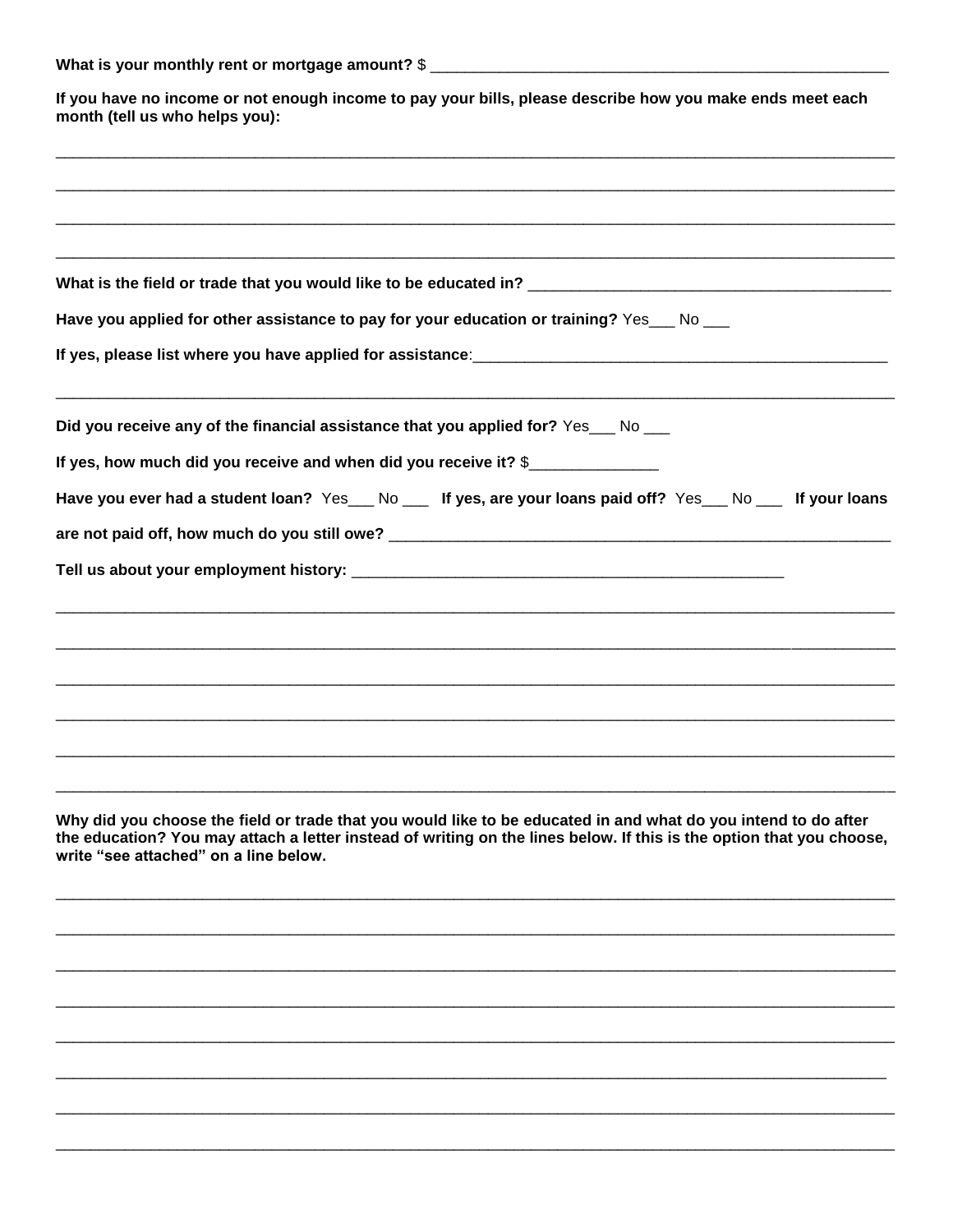**What is your monthly rent or mortgage amount?** $ ______________________________________________________

**If you have no income or not enough income to pay your bills, please describe how you make ends meet each month (tell us who helps you):**

____________________________________________________________________________________________

____________________________________________________________________________________________

____________________________________________________________________________________________

____________________________________________________________________________________________

**What is the field or trade that you would like to be educated in?** ________________________________________

**Have you applied for other assistance to pay for your education or training?** Yes___ No ___

**If yes, please list where you have applied for assistance**:________________________________________________

____________________________________________________________________________________________

**Did you receive any of the financial assistance that you applied for?** Yes___ No ___

**If yes, how much did you receive and when did you receive it?** $______________

**Have you ever had a student loan?** Yes___ No ___ **If yes, are your loans paid off?** Yes___ No ___ **If your loans are not paid off, how much do you still owe?** __________________________________________________________

**Tell us about your employment history:** ___________________________________________________

____________________________________________________________________________________________

____________________________________________________________________________________________

____________________________________________________________________________________________

____________________________________________________________________________________________

____________________________________________________________________________________________

____________________________________________________________________________________________

**Why did you choose the field or trade that you would like to be educated in and what do you intend to do after the education? You may attach a letter instead of writing on the lines below. If this is the option that you choose, write "see attached" on a line below.**

____________________________________________________________________________________________

____________________________________________________________________________________________

____________________________________________________________________________________________

____________________________________________________________________________________________

____________________________________________________________________________________________

____________________________________________________________________________________________

____________________________________________________________________________________________

____________________________________________________________________________________________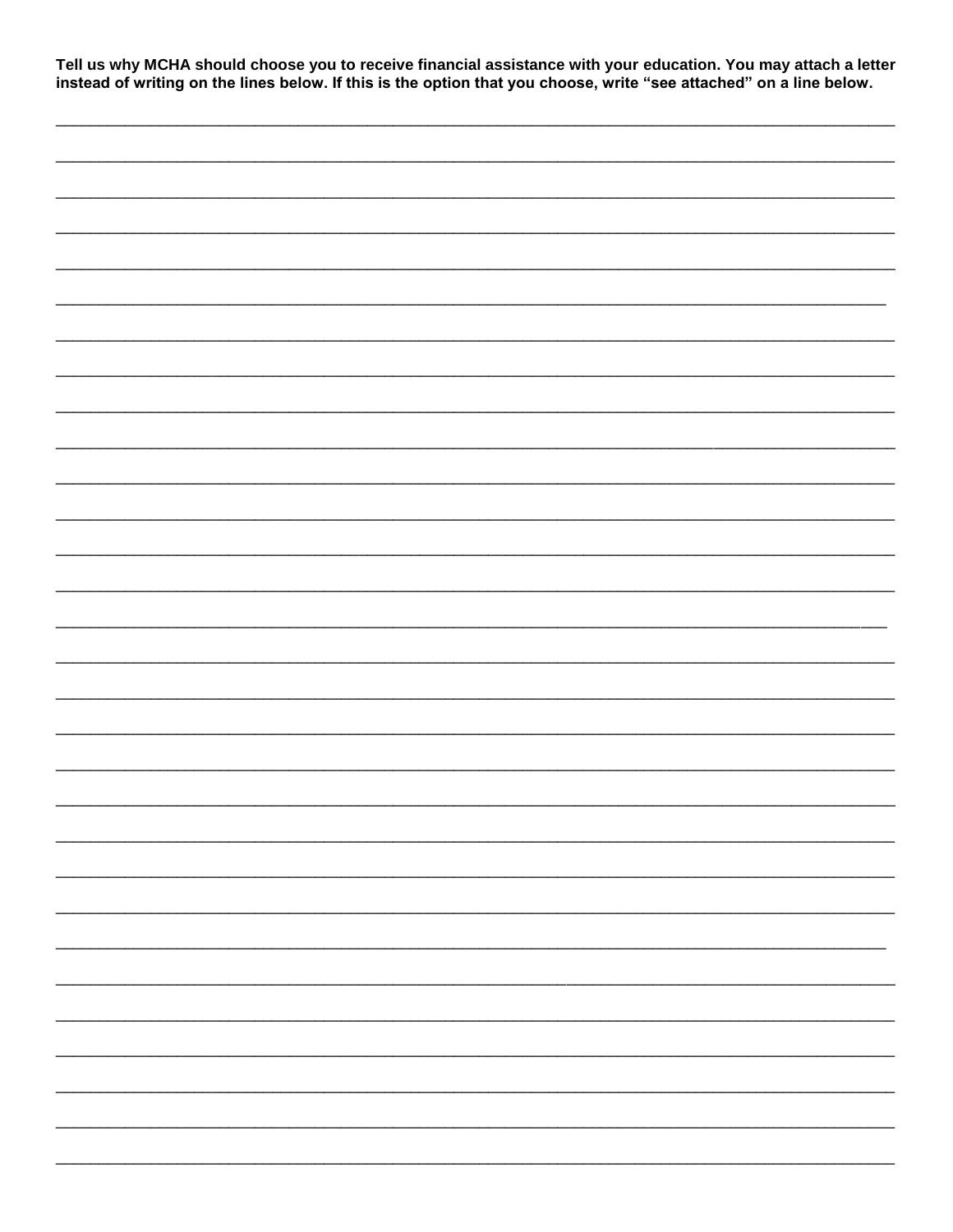**Tell us why MCHA should choose you to receive financial assistance with your education. You may attach a letter instead of writing on the lines below. If this is the option that you choose, write "see attached" on a line below.**

\_\_\_\_\_\_\_\_\_\_\_\_\_\_\_\_\_\_\_\_\_\_\_\_\_\_\_\_\_\_\_\_\_\_\_\_\_\_\_\_\_\_\_\_\_\_\_\_\_\_\_\_\_\_\_\_\_\_\_\_\_\_\_\_\_\_\_\_\_\_\_\_\_\_\_\_\_\_

\_\_\_\_\_\_\_\_\_\_\_\_\_\_\_\_\_\_\_\_\_\_\_\_\_\_\_\_\_\_\_\_\_\_\_\_\_\_\_\_\_\_\_\_\_\_\_\_\_\_\_\_\_\_\_\_\_\_\_\_\_\_\_\_\_\_\_\_\_\_\_\_\_\_\_\_\_\_

\_\_\_\_\_\_\_\_\_\_\_\_\_\_\_\_\_\_\_\_\_\_\_\_\_\_\_\_\_\_\_\_\_\_\_\_\_\_\_\_\_\_\_\_\_\_\_\_\_\_\_\_\_\_\_\_\_\_\_\_\_\_\_\_\_\_\_\_\_\_\_\_\_\_\_\_\_\_

\_\_\_\_\_\_\_\_\_\_\_\_\_\_\_\_\_\_\_\_\_\_\_\_\_\_\_\_\_\_\_\_\_\_\_\_\_\_\_\_\_\_\_\_\_\_\_\_\_\_\_\_\_\_\_\_\_\_\_\_\_\_\_\_\_\_\_\_\_\_\_\_\_\_\_\_\_\_

\_\_\_\_\_\_\_\_\_\_\_\_\_\_\_\_\_\_\_\_\_\_\_\_\_\_\_\_\_\_\_\_\_\_\_\_\_\_\_\_\_\_\_\_\_\_\_\_\_\_\_\_\_\_\_\_\_\_\_\_\_\_\_\_\_\_\_\_\_\_\_\_\_\_\_\_\_\_

\_\_\_\_\_\_\_\_\_\_\_\_\_\_\_\_\_\_\_\_\_\_\_\_\_\_\_\_\_\_\_\_\_\_\_\_\_\_\_\_\_\_\_\_\_\_\_\_\_\_\_\_\_\_\_\_\_\_\_\_\_\_\_\_\_\_\_\_\_\_\_\_\_\_\_\_\_\_

\_\_\_\_\_\_\_\_\_\_\_\_\_\_\_\_\_\_\_\_\_\_\_\_\_\_\_\_\_\_\_\_\_\_\_\_\_\_\_\_\_\_\_\_\_\_\_\_\_\_\_\_\_\_\_\_\_\_\_\_\_\_\_\_\_\_\_\_\_\_\_\_\_\_\_\_\_\_

\_\_\_\_\_\_\_\_\_\_\_\_\_\_\_\_\_\_\_\_\_\_\_\_\_\_\_\_\_\_\_\_\_\_\_\_\_\_\_\_\_\_\_\_\_\_\_\_\_\_\_\_\_\_\_\_\_\_\_\_\_\_\_\_\_\_\_\_\_\_\_\_\_\_\_\_\_\_

\_\_\_\_\_\_\_\_\_\_\_\_\_\_\_\_\_\_\_\_\_\_\_\_\_\_\_\_\_\_\_\_\_\_\_\_\_\_\_\_\_\_\_\_\_\_\_\_\_\_\_\_\_\_\_\_\_\_\_\_\_\_\_\_\_\_\_\_\_\_\_\_\_\_\_\_\_\_

\_\_\_\_\_\_\_\_\_\_\_\_\_\_\_\_\_\_\_\_\_\_\_\_\_\_\_\_\_\_\_\_\_\_\_\_\_\_\_\_\_\_\_\_\_\_\_\_\_\_\_\_\_\_\_\_\_\_\_\_\_\_\_\_\_\_\_\_\_\_\_\_\_\_\_\_\_\_

\_\_\_\_\_\_\_\_\_\_\_\_\_\_\_\_\_\_\_\_\_\_\_\_\_\_\_\_\_\_\_\_\_\_\_\_\_\_\_\_\_\_\_\_\_\_\_\_\_\_\_\_\_\_\_\_\_\_\_\_\_\_\_\_\_\_\_\_\_\_\_\_\_\_\_\_\_\_

\_\_\_\_\_\_\_\_\_\_\_\_\_\_\_\_\_\_\_\_\_\_\_\_\_\_\_\_\_\_\_\_\_\_\_\_\_\_\_\_\_\_\_\_\_\_\_\_\_\_\_\_\_\_\_\_\_\_\_\_\_\_\_\_\_\_\_\_\_\_\_\_\_\_\_\_\_\_

\_\_\_\_\_\_\_\_\_\_\_\_\_\_\_\_\_\_\_\_\_\_\_\_\_\_\_\_\_\_\_\_\_\_\_\_\_\_\_\_\_\_\_\_\_\_\_\_\_\_\_\_\_\_\_\_\_\_\_\_\_\_\_\_\_\_\_\_\_\_\_\_\_\_\_\_\_\_

\_\_\_\_\_\_\_\_\_\_\_\_\_\_\_\_\_\_\_\_\_\_\_\_\_\_\_\_\_\_\_\_\_\_\_\_\_\_\_\_\_\_\_\_\_\_\_\_\_\_\_\_\_\_\_\_\_\_\_\_\_\_\_\_\_\_\_\_\_\_\_\_\_\_\_\_\_\_

\_\_\_\_\_\_\_\_\_\_\_\_\_\_\_\_\_\_\_\_\_\_\_\_\_\_\_\_\_\_\_\_\_\_\_\_\_\_\_\_\_\_\_\_\_\_\_\_\_\_\_\_\_\_\_\_\_\_\_\_\_\_\_\_\_\_\_\_\_\_\_\_\_\_\_\_\_\_

\_\_\_\_\_\_\_\_\_\_\_\_\_\_\_\_\_\_\_\_\_\_\_\_\_\_\_\_\_\_\_\_\_\_\_\_\_\_\_\_\_\_\_\_\_\_\_\_\_\_\_\_\_\_\_\_\_\_\_\_\_\_\_\_\_\_\_\_\_\_\_\_\_\_\_\_\_\_

\_\_\_\_\_\_\_\_\_\_\_\_\_\_\_\_\_\_\_\_\_\_\_\_\_\_\_\_\_\_\_\_\_\_\_\_\_\_\_\_\_\_\_\_\_\_\_\_\_\_\_\_\_\_\_\_\_\_\_\_\_\_\_\_\_\_\_\_\_\_\_\_\_\_\_\_\_\_

\_\_\_\_\_\_\_\_\_\_\_\_\_\_\_\_\_\_\_\_\_\_\_\_\_\_\_\_\_\_\_\_\_\_\_\_\_\_\_\_\_\_\_\_\_\_\_\_\_\_\_\_\_\_\_\_\_\_\_\_\_\_\_\_\_\_\_\_\_\_\_\_\_\_\_\_\_\_

\_\_\_\_\_\_\_\_\_\_\_\_\_\_\_\_\_\_\_\_\_\_\_\_\_\_\_\_\_\_\_\_\_\_\_\_\_\_\_\_\_\_\_\_\_\_\_\_\_\_\_\_\_\_\_\_\_\_\_\_\_\_\_\_\_\_\_\_\_\_\_\_\_\_\_\_\_\_

\_\_\_\_\_\_\_\_\_\_\_\_\_\_\_\_\_\_\_\_\_\_\_\_\_\_\_\_\_\_\_\_\_\_\_\_\_\_\_\_\_\_\_\_\_\_\_\_\_\_\_\_\_\_\_\_\_\_\_\_\_\_\_\_\_\_\_\_\_\_\_\_\_\_\_\_\_\_

\_\_\_\_\_\_\_\_\_\_\_\_\_\_\_\_\_\_\_\_\_\_\_\_\_\_\_\_\_\_\_\_\_\_\_\_\_\_\_\_\_\_\_\_\_\_\_\_\_\_\_\_\_\_\_\_\_\_\_\_\_\_\_\_\_\_\_\_\_\_\_\_\_\_\_\_\_\_

\_\_\_\_\_\_\_\_\_\_\_\_\_\_\_\_\_\_\_\_\_\_\_\_\_\_\_\_\_\_\_\_\_\_\_\_\_\_\_\_\_\_\_\_\_\_\_\_\_\_\_\_\_\_\_\_\_\_\_\_\_\_\_\_\_\_\_\_\_\_\_\_\_\_\_\_\_\_

\_\_\_\_\_\_\_\_\_\_\_\_\_\_\_\_\_\_\_\_\_\_\_\_\_\_\_\_\_\_\_\_\_\_\_\_\_\_\_\_\_\_\_\_\_\_\_\_\_\_\_\_\_\_\_\_\_\_\_\_\_\_\_\_\_\_\_\_\_\_\_\_\_\_\_\_\_\_

\_\_\_\_\_\_\_\_\_\_\_\_\_\_\_\_\_\_\_\_\_\_\_\_\_\_\_\_\_\_\_\_\_\_\_\_\_\_\_\_\_\_\_\_\_\_\_\_\_\_\_\_\_\_\_\_\_\_\_\_\_\_\_\_\_\_\_\_\_\_\_\_\_\_\_\_\_\_

\_\_\_\_\_\_\_\_\_\_\_\_\_\_\_\_\_\_\_\_\_\_\_\_\_\_\_\_\_\_\_\_\_\_\_\_\_\_\_\_\_\_\_\_\_\_\_\_\_\_\_\_\_\_\_\_\_\_\_\_\_\_\_\_\_\_\_\_\_\_\_\_\_\_\_\_\_\_

\_\_\_\_\_\_\_\_\_\_\_\_\_\_\_\_\_\_\_\_\_\_\_\_\_\_\_\_\_\_\_\_\_\_\_\_\_\_\_\_\_\_\_\_\_\_\_\_\_\_\_\_\_\_\_\_\_\_\_\_\_\_\_\_\_\_\_\_\_\_\_\_\_\_\_\_\_\_

\_\_\_\_\_\_\_\_\_\_\_\_\_\_\_\_\_\_\_\_\_\_\_\_\_\_\_\_\_\_\_\_\_\_\_\_\_\_\_\_\_\_\_\_\_\_\_\_\_\_\_\_\_\_\_\_\_\_\_\_\_\_\_\_\_\_\_\_\_\_\_\_\_\_\_\_\_\_

\_\_\_\_\_\_\_\_\_\_\_\_\_\_\_\_\_\_\_\_\_\_\_\_\_\_\_\_\_\_\_\_\_\_\_\_\_\_\_\_\_\_\_\_\_\_\_\_\_\_\_\_\_\_\_\_\_\_\_\_\_\_\_\_\_\_\_\_\_\_\_\_\_\_\_\_\_\_

\_\_\_\_\_\_\_\_\_\_\_\_\_\_\_\_\_\_\_\_\_\_\_\_\_\_\_\_\_\_\_\_\_\_\_\_\_\_\_\_\_\_\_\_\_\_\_\_\_\_\_\_\_\_\_\_\_\_\_\_\_\_\_\_\_\_\_\_\_\_\_\_\_\_\_\_\_\_

\_\_\_\_\_\_\_\_\_\_\_\_\_\_\_\_\_\_\_\_\_\_\_\_\_\_\_\_\_\_\_\_\_\_\_\_\_\_\_\_\_\_\_\_\_\_\_\_\_\_\_\_\_\_\_\_\_\_\_\_\_\_\_\_\_\_\_\_\_\_\_\_\_\_\_\_\_\_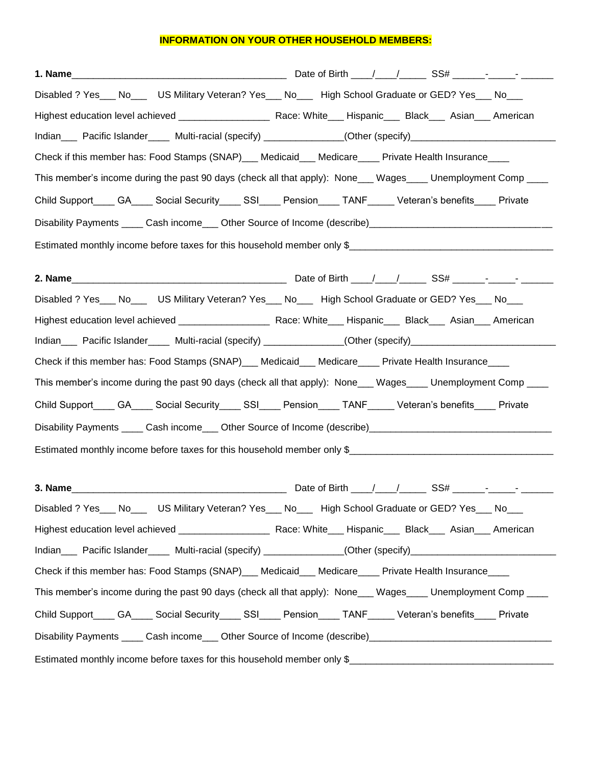**INFORMATION ON YOUR OTHER HOUSEHOLD MEMBERS:**

**1. Name**_________________________________________ Date of Birth ____/____/_____ SS# ______-_____- ______

Disabled ? Yes___ No___ US Military Veteran? Yes___ No___ High School Graduate or GED? Yes___ No___

Highest education level achieved _________________ Race: White___ Hispanic___ Black___ Asian___ American Indian___ Pacific Islander____ Multi-racial (specify) _______________(Other (specify)___________________________

Check if this member has: Food Stamps (SNAP)___ Medicaid___ Medicare____ Private Health Insurance____

This member's income during the past 90 days (check all that apply): None___ Wages____ Unemployment Comp ____ Child Support____ GA____ Social Security____ SSI____ Pension____ TANF_____ Veteran's benefits____ Private Disability Payments ____ Cash income___ Other Source of Income (describe)__________________________________

Estimated monthly income before taxes for this household member only $_____________________________________

**2. Name**_________________________________________ Date of Birth ____/____/_____ SS# ______-_____- ______

Disabled ? Yes___ No___ US Military Veteran? Yes___ No___ High School Graduate or GED? Yes___ No___

Highest education level achieved _________________ Race: White___ Hispanic___ Black___ Asian___ American Indian___ Pacific Islander____ Multi-racial (specify) _______________(Other (specify)___________________________

Check if this member has: Food Stamps (SNAP)___ Medicaid___ Medicare____ Private Health Insurance____

This member's income during the past 90 days (check all that apply): None___ Wages____ Unemployment Comp ____ Child Support____ GA____ Social Security____ SSI____ Pension____ TANF_____ Veteran's benefits____ Private Disability Payments ____ Cash income___ Other Source of Income (describe)__________________________________

Estimated monthly income before taxes for this household member only $_____________________________________

**3. Name**_________________________________________ Date of Birth ____/____/_____ SS# ______-_____- ______

Disabled ? Yes___ No___ US Military Veteran? Yes___ No___ High School Graduate or GED? Yes___ No___

Highest education level achieved _________________ Race: White___ Hispanic___ Black___ Asian___ American Indian___ Pacific Islander____ Multi-racial (specify) _______________(Other (specify)___________________________

Check if this member has: Food Stamps (SNAP)___ Medicaid___ Medicare____ Private Health Insurance____

This member's income during the past 90 days (check all that apply): None___ Wages____ Unemployment Comp ____ Child Support____ GA____ Social Security____ SSI____ Pension____ TANF_____ Veteran's benefits____ Private Disability Payments ____ Cash income___ Other Source of Income (describe)__________________________________

Estimated monthly income before taxes for this household member only $_____________________________________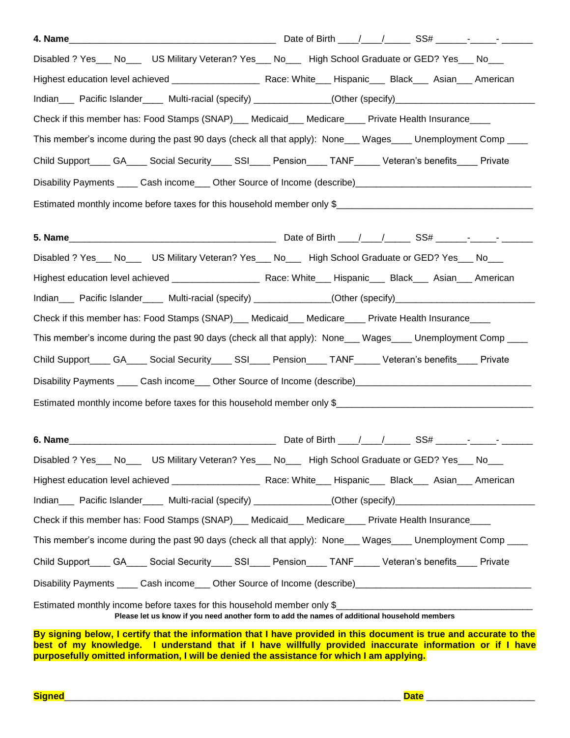**4. Name**________________________________________ Date of Birth ____/____/_____ SS# ______-_____- ______

Disabled ? Yes___ No___ US Military Veteran? Yes___ No___ High School Graduate or GED? Yes___ No___

Highest education level achieved _________________ Race: White___ Hispanic___ Black___ Asian___ American Indian___ Pacific Islander____ Multi-racial (specify) _______________(Other (specify)___________________________

Check if this member has: Food Stamps (SNAP)___ Medicaid___ Medicare____ Private Health Insurance____

This member's income during the past 90 days (check all that apply): None___ Wages____ Unemployment Comp ____ Child Support____ GA____ Social Security____ SSI____ Pension____ TANF_____ Veteran's benefits____ Private Disability Payments ____ Cash income___ Other Source of Income (describe)__________________________________

Estimated monthly income before taxes for this household member only $______________________________________

**5. Name**________________________________________ Date of Birth ____/____/_____ SS# ______-_____- ______

Disabled ? Yes___ No___ US Military Veteran? Yes___ No___ High School Graduate or GED? Yes___ No___

Highest education level achieved _________________ Race: White___ Hispanic___ Black___ Asian___ American Indian___ Pacific Islander____ Multi-racial (specify) _______________(Other (specify)___________________________

Check if this member has: Food Stamps (SNAP)___ Medicaid___ Medicare____ Private Health Insurance____

This member's income during the past 90 days (check all that apply): None___ Wages____ Unemployment Comp ____ Child Support____ GA____ Social Security____ SSI____ Pension____ TANF_____ Veteran's benefits____ Private Disability Payments ____ Cash income___ Other Source of Income (describe)__________________________________

Estimated monthly income before taxes for this household member only $______________________________________

**6. Name**________________________________________ Date of Birth ____/____/_____ SS# ______-_____- ______

Disabled ? Yes___ No___ US Military Veteran? Yes___ No___ High School Graduate or GED? Yes___ No___

Highest education level achieved _________________ Race: White___ Hispanic___ Black___ Asian___ American Indian___ Pacific Islander____ Multi-racial (specify) _______________(Other (specify)___________________________

Check if this member has: Food Stamps (SNAP)___ Medicaid___ Medicare____ Private Health Insurance____

This member's income during the past 90 days (check all that apply): None___ Wages____ Unemployment Comp ____ Child Support____ GA____ Social Security____ SSI____ Pension____ TANF_____ Veteran's benefits____ Private Disability Payments ____ Cash income___ Other Source of Income (describe)__________________________________

Estimated monthly income before taxes for this household member only $______________________________________

**Please let us know if you need another form to add the names of additional household members**

**By signing below, I certify that the information that I have provided in this document is true and accurate to the best of my knowledge. I understand that if I have willfully provided inaccurate information or if I have purposefully omitted information, I will be denied the assistance for which I am applying.**

**Signed**_________________________________________________________________ **Date** ____________________